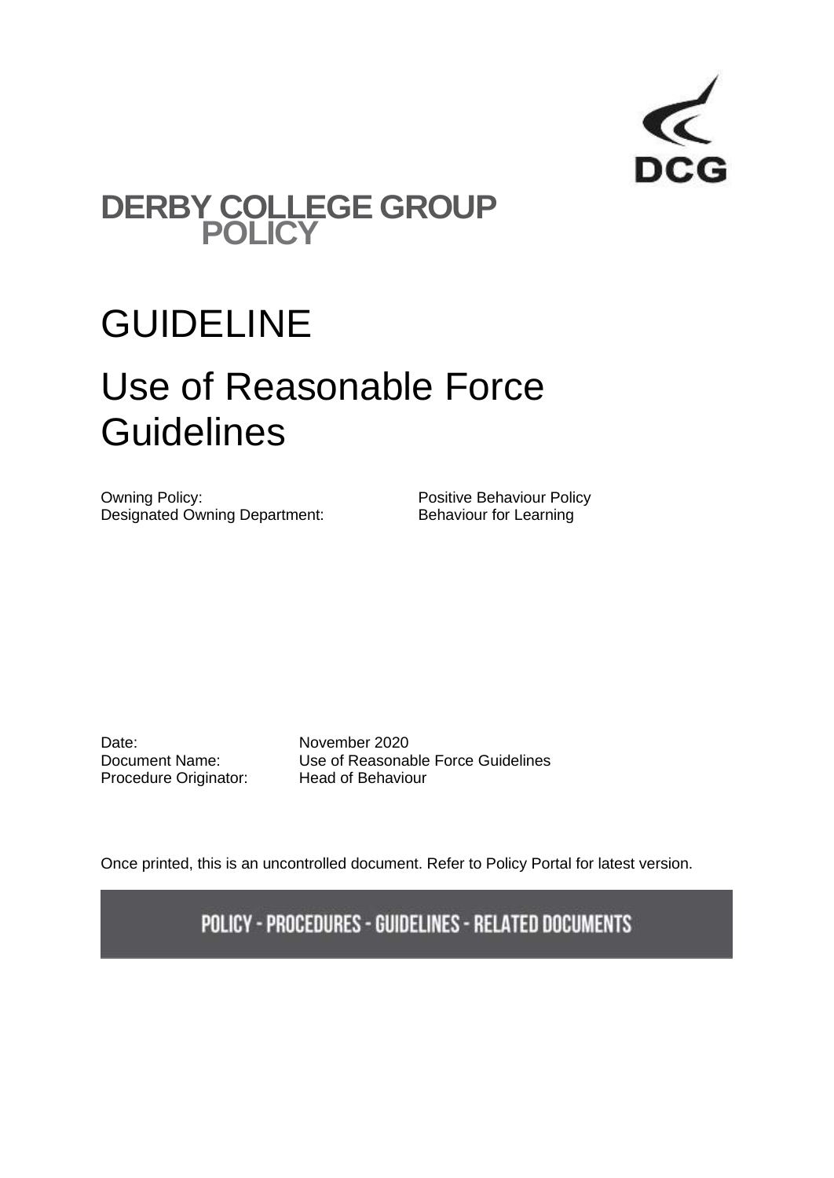DCG

# DERBY COLLEGE GROUP POLICY

# GUIDELINE

# Use of Reasonable Force Guidelines

| | |
|---|---|
| Owning Policy: | Positive Behaviour Policy |
| Designated Owning Department: | Behaviour for Learning |

| | |
|---|---|
| Date: | November 2020 |
| Document Name: | Use of Reasonable Force Guidelines |
| Procedure Originator: | Head of Behaviour |

Once printed, this is an uncontrolled document. Refer to Policy Portal for latest version.

POLICY - PROCEDURES - GUIDELINES - RELATED DOCUMENTS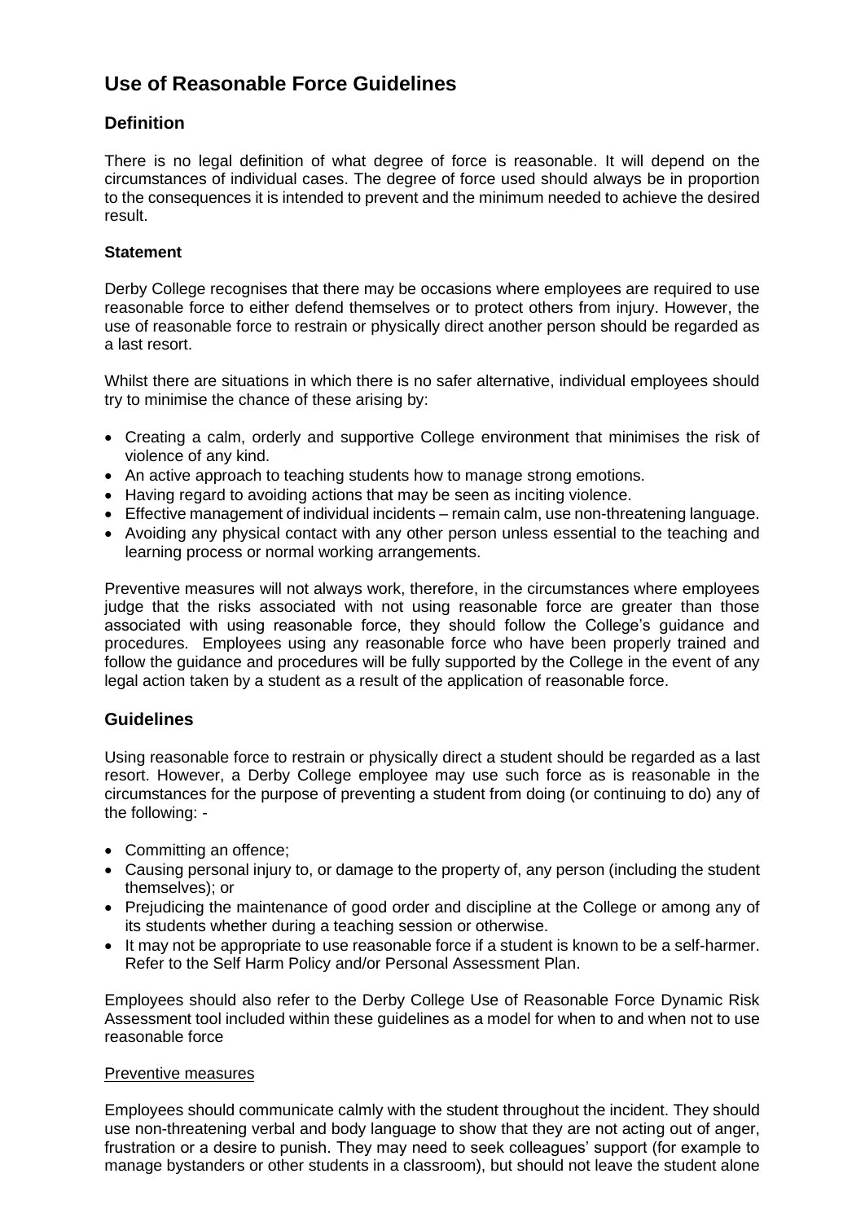# Use of Reasonable Force Guidelines

## Definition

There is no legal definition of what degree of force is reasonable. It will depend on the circumstances of individual cases. The degree of force used should always be in proportion to the consequences it is intended to prevent and the minimum needed to achieve the desired result.

### Statement

Derby College recognises that there may be occasions where employees are required to use reasonable force to either defend themselves or to protect others from injury. However, the use of reasonable force to restrain or physically direct another person should be regarded as a last resort.

Whilst there are situations in which there is no safer alternative, individual employees should try to minimise the chance of these arising by:

- Creating a calm, orderly and supportive College environment that minimises the risk of violence of any kind.
- An active approach to teaching students how to manage strong emotions.
- Having regard to avoiding actions that may be seen as inciting violence.
- Effective management of individual incidents – remain calm, use non-threatening language.
- Avoiding any physical contact with any other person unless essential to the teaching and learning process or normal working arrangements.

Preventive measures will not always work, therefore, in the circumstances where employees judge that the risks associated with not using reasonable force are greater than those associated with using reasonable force, they should follow the College's guidance and procedures. Employees using any reasonable force who have been properly trained and follow the guidance and procedures will be fully supported by the College in the event of any legal action taken by a student as a result of the application of reasonable force.

## Guidelines

Using reasonable force to restrain or physically direct a student should be regarded as a last resort. However, a Derby College employee may use such force as is reasonable in the circumstances for the purpose of preventing a student from doing (or continuing to do) any of the following: -

- Committing an offence;
- Causing personal injury to, or damage to the property of, any person (including the student themselves); or
- Prejudicing the maintenance of good order and discipline at the College or among any of its students whether during a teaching session or otherwise.
- It may not be appropriate to use reasonable force if a student is known to be a self-harmer. Refer to the Self Harm Policy and/or Personal Assessment Plan.

Employees should also refer to the Derby College Use of Reasonable Force Dynamic Risk Assessment tool included within these guidelines as a model for when to and when not to use reasonable force

<u>Preventive measures</u>

Employees should communicate calmly with the student throughout the incident. They should use non-threatening verbal and body language to show that they are not acting out of anger, frustration or a desire to punish. They may need to seek colleagues' support (for example to manage bystanders or other students in a classroom), but should not leave the student alone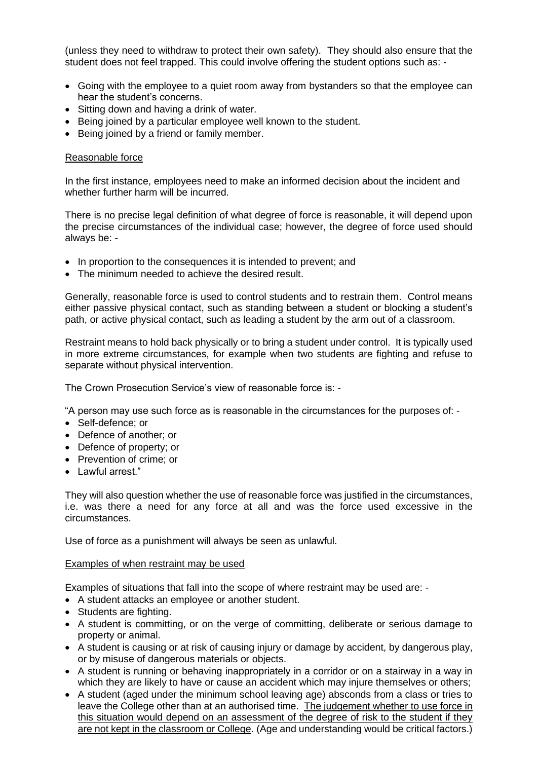(unless they need to withdraw to protect their own safety). They should also ensure that the student does not feel trapped. This could involve offering the student options such as: -

- Going with the employee to a quiet room away from bystanders so that the employee can hear the student's concerns.
- Sitting down and having a drink of water.
- Being joined by a particular employee well known to the student.
- Being joined by a friend or family member.

<u>Reasonable force</u>

In the first instance, employees need to make an informed decision about the incident and whether further harm will be incurred.

There is no precise legal definition of what degree of force is reasonable, it will depend upon the precise circumstances of the individual case; however, the degree of force used should always be: -

- In proportion to the consequences it is intended to prevent; and
- The minimum needed to achieve the desired result.

Generally, reasonable force is used to control students and to restrain them. Control means either passive physical contact, such as standing between a student or blocking a student's path, or active physical contact, such as leading a student by the arm out of a classroom.

Restraint means to hold back physically or to bring a student under control. It is typically used in more extreme circumstances, for example when two students are fighting and refuse to separate without physical intervention.

The Crown Prosecution Service's view of reasonable force is: -

"A person may use such force as is reasonable in the circumstances for the purposes of: -

- Self-defence; or
- Defence of another; or
- Defence of property; or
- Prevention of crime; or
- Lawful arrest."

They will also question whether the use of reasonable force was justified in the circumstances, i.e. was there a need for any force at all and was the force used excessive in the circumstances.

Use of force as a punishment will always be seen as unlawful.

<u>Examples of when restraint may be used</u>

Examples of situations that fall into the scope of where restraint may be used are: -

- A student attacks an employee or another student.
- Students are fighting.
- A student is committing, or on the verge of committing, deliberate or serious damage to property or animal.
- A student is causing or at risk of causing injury or damage by accident, by dangerous play, or by misuse of dangerous materials or objects.
- A student is running or behaving inappropriately in a corridor or on a stairway in a way in which they are likely to have or cause an accident which may injure themselves or others;
- A student (aged under the minimum school leaving age) absconds from a class or tries to leave the College other than at an authorised time. <u>The judgement whether to use force in this situation would depend on an assessment of the degree of risk to the student if they are not kept in the classroom or College</u>. (Age and understanding would be critical factors.)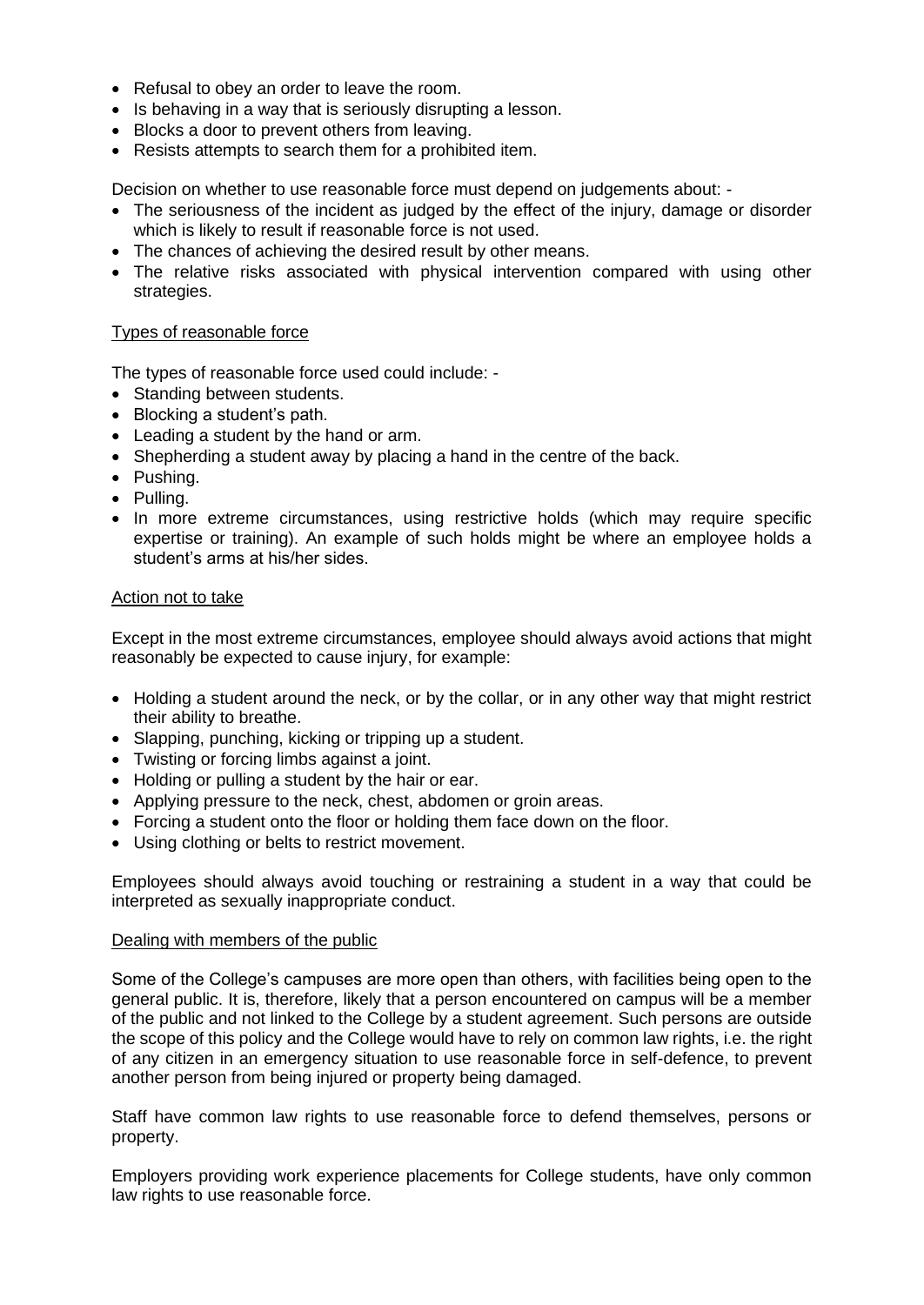- Refusal to obey an order to leave the room.
- Is behaving in a way that is seriously disrupting a lesson.
- Blocks a door to prevent others from leaving.
- Resists attempts to search them for a prohibited item.

Decision on whether to use reasonable force must depend on judgements about: -

- The seriousness of the incident as judged by the effect of the injury, damage or disorder which is likely to result if reasonable force is not used.
- The chances of achieving the desired result by other means.
- The relative risks associated with physical intervention compared with using other strategies.

<u>Types of reasonable force</u>

The types of reasonable force used could include: -

- Standing between students.
- Blocking a student's path.
- Leading a student by the hand or arm.
- Shepherding a student away by placing a hand in the centre of the back.
- Pushing.
- Pulling.
- In more extreme circumstances, using restrictive holds (which may require specific expertise or training). An example of such holds might be where an employee holds a student's arms at his/her sides.

<u>Action not to take</u>

Except in the most extreme circumstances, employee should always avoid actions that might reasonably be expected to cause injury, for example:

- Holding a student around the neck, or by the collar, or in any other way that might restrict their ability to breathe.
- Slapping, punching, kicking or tripping up a student.
- Twisting or forcing limbs against a joint.
- Holding or pulling a student by the hair or ear.
- Applying pressure to the neck, chest, abdomen or groin areas.
- Forcing a student onto the floor or holding them face down on the floor.
- Using clothing or belts to restrict movement.

Employees should always avoid touching or restraining a student in a way that could be interpreted as sexually inappropriate conduct.

<u>Dealing with members of the public</u>

Some of the College's campuses are more open than others, with facilities being open to the general public. It is, therefore, likely that a person encountered on campus will be a member of the public and not linked to the College by a student agreement. Such persons are outside the scope of this policy and the College would have to rely on common law rights, i.e. the right of any citizen in an emergency situation to use reasonable force in self-defence, to prevent another person from being injured or property being damaged.

Staff have common law rights to use reasonable force to defend themselves, persons or property.

Employers providing work experience placements for College students, have only common law rights to use reasonable force.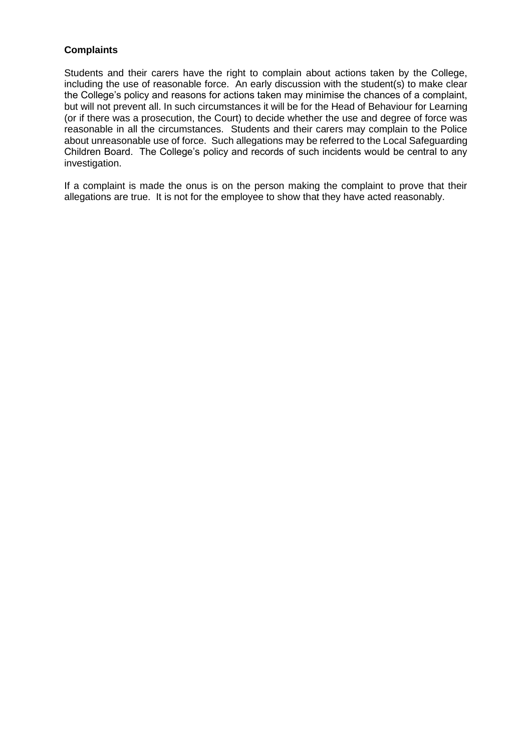**Complaints**

Students and their carers have the right to complain about actions taken by the College, including the use of reasonable force. An early discussion with the student(s) to make clear the College's policy and reasons for actions taken may minimise the chances of a complaint, but will not prevent all. In such circumstances it will be for the Head of Behaviour for Learning (or if there was a prosecution, the Court) to decide whether the use and degree of force was reasonable in all the circumstances. Students and their carers may complain to the Police about unreasonable use of force. Such allegations may be referred to the Local Safeguarding Children Board. The College's policy and records of such incidents would be central to any investigation.

If a complaint is made the onus is on the person making the complaint to prove that their allegations are true. It is not for the employee to show that they have acted reasonably.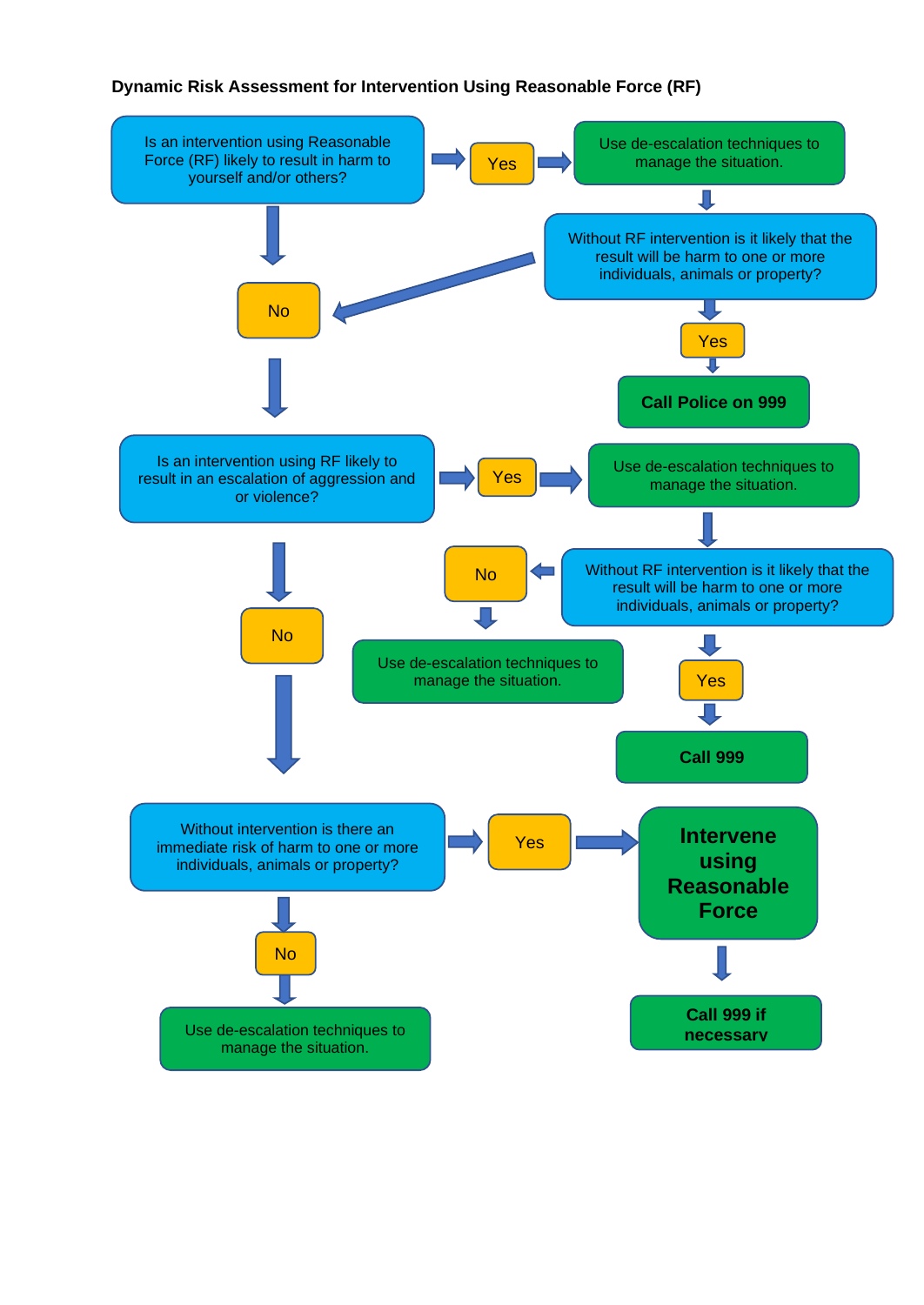**Dynamic Risk Assessment for Intervention Using Reasonable Force (RF)**

Is an intervention using Reasonable Force (RF) likely to result in harm to yourself and/or others?

Yes

Use de-escalation techniques to manage the situation.

Without RF intervention is it likely that the result will be harm to one or more individuals, animals or property?

No

Yes

**Call Police on 999**

Is an intervention using RF likely to result in an escalation of aggression and or violence?

Yes

Use de-escalation techniques to manage the situation.

No

Without RF intervention is it likely that the result will be harm to one or more individuals, animals or property?

No

Use de-escalation techniques to manage the situation.

Yes

**Call 999**

Without intervention is there an immediate risk of harm to one or more individuals, animals or property?

Yes

**Intervene using Reasonable Force**

No

Use de-escalation techniques to manage the situation.

**Call 999 if necessary**